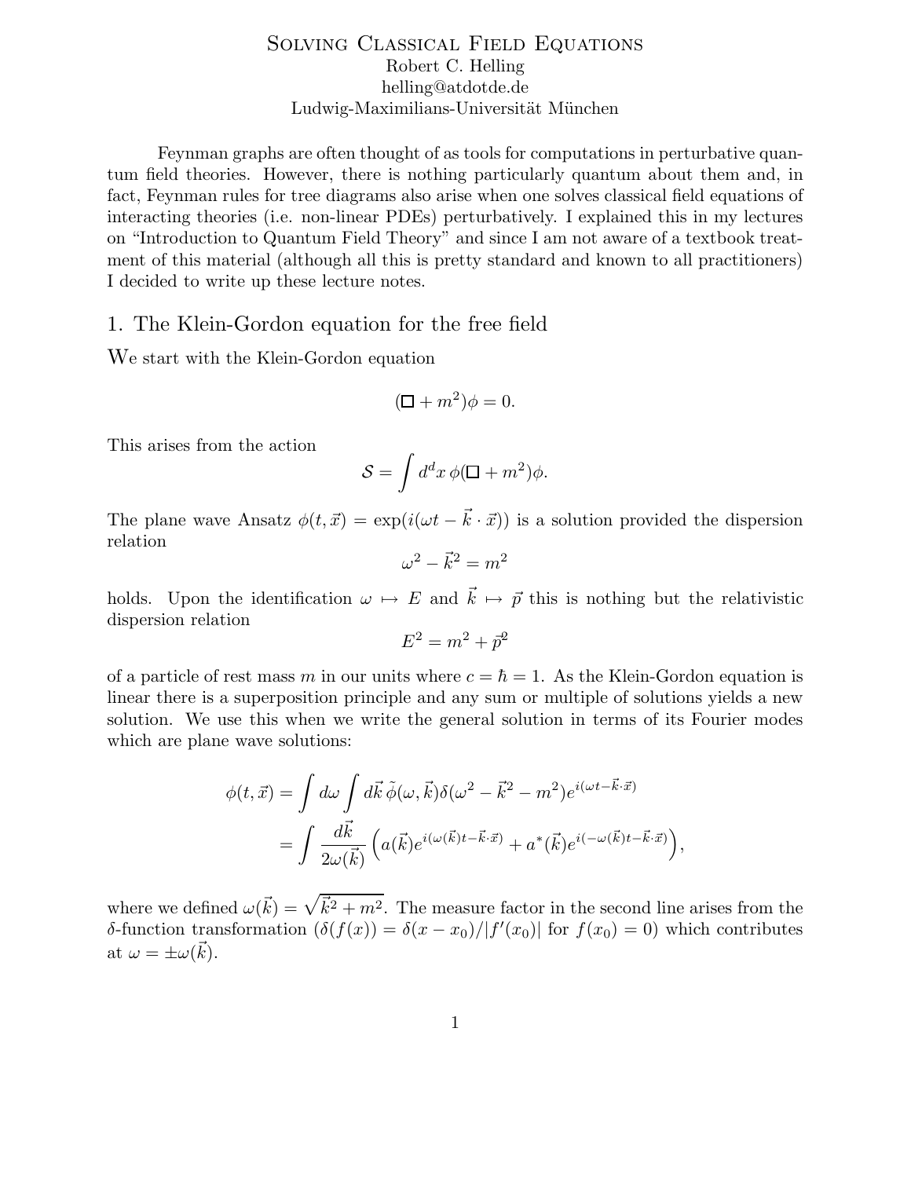# Solving Classical Field Equations

Robert C. Helling

helling@atdotde.de

Ludwig-Maximilians-Universität München

Feynman graphs are often thought of as tools for computations in perturbative quantum field theories. However, there is nothing particularly quantum about them and, in fact, Feynman rules for tree diagrams also arise when one solves classical field equations of interacting theories (i.e. non-linear PDEs) perturbatively. I explained this in my lectures on "Introduction to Quantum Field Theory" and since I am not aware of a textbook treatment of this material (although all this is pretty standard and known to all practitioners) I decided to write up these lecture notes.

## 1. The Klein-Gordon equation for the free field

We start with the Klein-Gordon equation

$$(\Box + m^2)\phi = 0.$$

This arises from the action

$$\mathcal{S} = \int d^dx\, \phi(\Box + m^2)\phi.$$

The plane wave Ansatz $\phi(t, \vec{x}) = \exp(i(\omega t - \vec{k} \cdot \vec{x}))$ is a solution provided the dispersion relation

$$\omega^2 - \vec{k}^2 = m^2$$

holds. Upon the identification $\omega \mapsto E$ and $\vec{k} \mapsto \vec{p}$ this is nothing but the relativistic dispersion relation

$$E^2 = m^2 + \vec{p}^2$$

of a particle of rest mass $m$ in our units where $c = \hbar = 1$. As the Klein-Gordon equation is linear there is a superposition principle and any sum or multiple of solutions yields a new solution. We use this when we write the general solution in terms of its Fourier modes which are plane wave solutions:

$$\begin{aligned}
\phi(t, \vec{x}) &= \int d\omega \int d\vec{k}\, \tilde{\phi}(\omega, \vec{k})\delta(\omega^2 - \vec{k}^2 - m^2)e^{i(\omega t - \vec{k}\cdot\vec{x})} \\
&= \int \frac{d\vec{k}}{2\omega(\vec{k})} \left( a(\vec{k})e^{i(\omega(\vec{k})t - \vec{k}\cdot\vec{x})} + a^*(\vec{k})e^{i(-\omega(\vec{k})t - \vec{k}\cdot\vec{x})} \right),
\end{aligned}$$

where we defined $\omega(\vec{k}) = \sqrt{\vec{k}^2 + m^2}$. The measure factor in the second line arises from the $\delta$-function transformation ($\delta(f(x)) = \delta(x - x_0)/|f'(x_0)|$ for $f(x_0) = 0$) which contributes at $\omega = \pm\omega(\vec{k})$.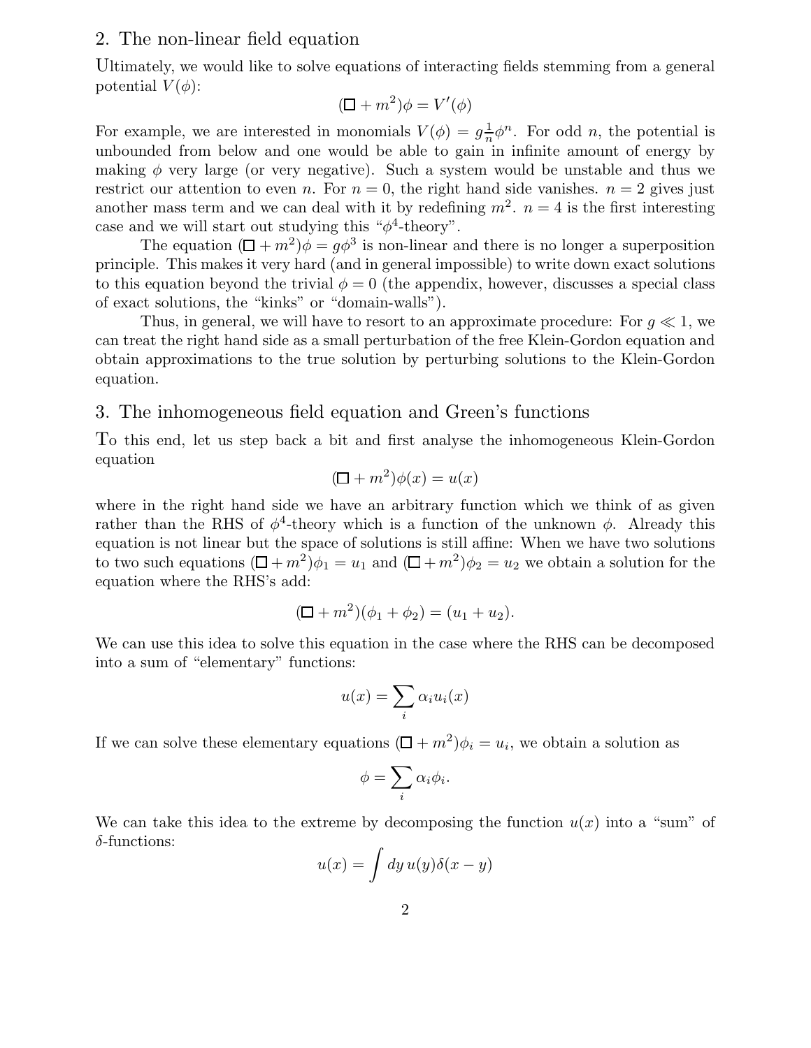## 2. The non-linear field equation

Ultimately, we would like to solve equations of interacting fields stemming from a general potential $V(\phi)$:

$$(\Box + m^2)\phi = V'(\phi)$$

For example, we are interested in monomials $V(\phi) = g\frac{1}{n}\phi^n$. For odd $n$, the potential is unbounded from below and one would be able to gain in infinite amount of energy by making $\phi$ very large (or very negative). Such a system would be unstable and thus we restrict our attention to even $n$. For $n = 0$, the right hand side vanishes. $n = 2$ gives just another mass term and we can deal with it by redefining $m^2$. $n = 4$ is the first interesting case and we will start out studying this "$\phi^4$-theory".

The equation $(\Box + m^2)\phi = g\phi^3$ is non-linear and there is no longer a superposition principle. This makes it very hard (and in general impossible) to write down exact solutions to this equation beyond the trivial $\phi = 0$ (the appendix, however, discusses a special class of exact solutions, the "kinks" or "domain-walls").

Thus, in general, we will have to resort to an approximate procedure: For $g \ll 1$, we can treat the right hand side as a small perturbation of the free Klein-Gordon equation and obtain approximations to the true solution by perturbing solutions to the Klein-Gordon equation.

## 3. The inhomogeneous field equation and Green's functions

To this end, let us step back a bit and first analyse the inhomogeneous Klein-Gordon equation

$$(\Box + m^2)\phi(x) = u(x)$$

where in the right hand side we have an arbitrary function which we think of as given rather than the RHS of $\phi^4$-theory which is a function of the unknown $\phi$. Already this equation is not linear but the space of solutions is still affine: When we have two solutions to two such equations $(\Box + m^2)\phi_1 = u_1$ and $(\Box + m^2)\phi_2 = u_2$ we obtain a solution for the equation where the RHS's add:

$$(\Box + m^2)(\phi_1 + \phi_2) = (u_1 + u_2).$$

We can use this idea to solve this equation in the case where the RHS can be decomposed into a sum of "elementary" functions:

$$u(x) = \sum_i \alpha_i u_i(x)$$

If we can solve these elementary equations $(\Box + m^2)\phi_i = u_i$, we obtain a solution as

$$\phi = \sum_i \alpha_i \phi_i.$$

We can take this idea to the extreme by decomposing the function $u(x)$ into a "sum" of $\delta$-functions:

$$u(x) = \int dy\, u(y)\delta(x - y)$$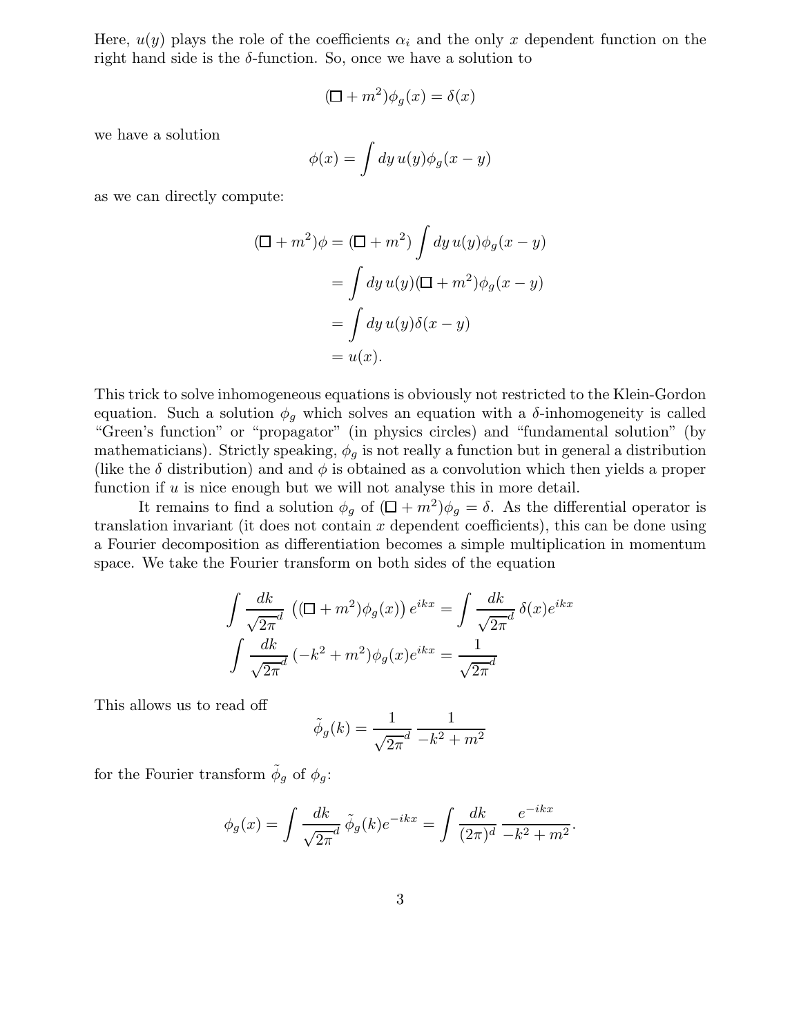Here, $u(y)$ plays the role of the coefficients $\alpha_i$ and the only $x$ dependent function on the right hand side is the $\delta$-function. So, once we have a solution to

$$(\Box + m^2)\phi_g(x) = \delta(x)$$

we have a solution

$$\phi(x) = \int dy\, u(y)\phi_g(x-y)$$

as we can directly compute:

$$\begin{aligned}
(\Box + m^2)\phi &= (\Box + m^2)\int dy\, u(y)\phi_g(x-y) \\
&= \int dy\, u(y)(\Box + m^2)\phi_g(x-y) \\
&= \int dy\, u(y)\delta(x-y) \\
&= u(x).
\end{aligned}$$

This trick to solve inhomogeneous equations is obviously not restricted to the Klein-Gordon equation. Such a solution $\phi_g$ which solves an equation with a $\delta$-inhomogeneity is called "Green's function" or "propagator" (in physics circles) and "fundamental solution" (by mathematicians). Strictly speaking, $\phi_g$ is not really a function but in general a distribution (like the $\delta$ distribution) and and $\phi$ is obtained as a convolution which then yields a proper function if $u$ is nice enough but we will not analyse this in more detail.

It remains to find a solution $\phi_g$ of $(\Box + m^2)\phi_g = \delta$. As the differential operator is translation invariant (it does not contain $x$ dependent coefficients), this can be done using a Fourier decomposition as differentiation becomes a simple multiplication in momentum space. We take the Fourier transform on both sides of the equation

$$\begin{aligned}
\int \frac{dk}{\sqrt{2\pi}^d}\, \left((\Box + m^2)\phi_g(x)\right)e^{ikx} &= \int \frac{dk}{\sqrt{2\pi}^d}\, \delta(x)e^{ikx} \\
\int \frac{dk}{\sqrt{2\pi}^d}\, (-k^2 + m^2)\phi_g(x)e^{ikx} &= \frac{1}{\sqrt{2\pi}^d}
\end{aligned}$$

This allows us to read off

$$\tilde{\phi}_g(k) = \frac{1}{\sqrt{2\pi}^d}\,\frac{1}{-k^2 + m^2}$$

for the Fourier transform $\tilde{\phi}_g$ of $\phi_g$:

$$\phi_g(x) = \int \frac{dk}{\sqrt{2\pi}^d}\,\tilde{\phi}_g(k)e^{-ikx} = \int \frac{dk}{(2\pi)^d}\,\frac{e^{-ikx}}{-k^2 + m^2}.$$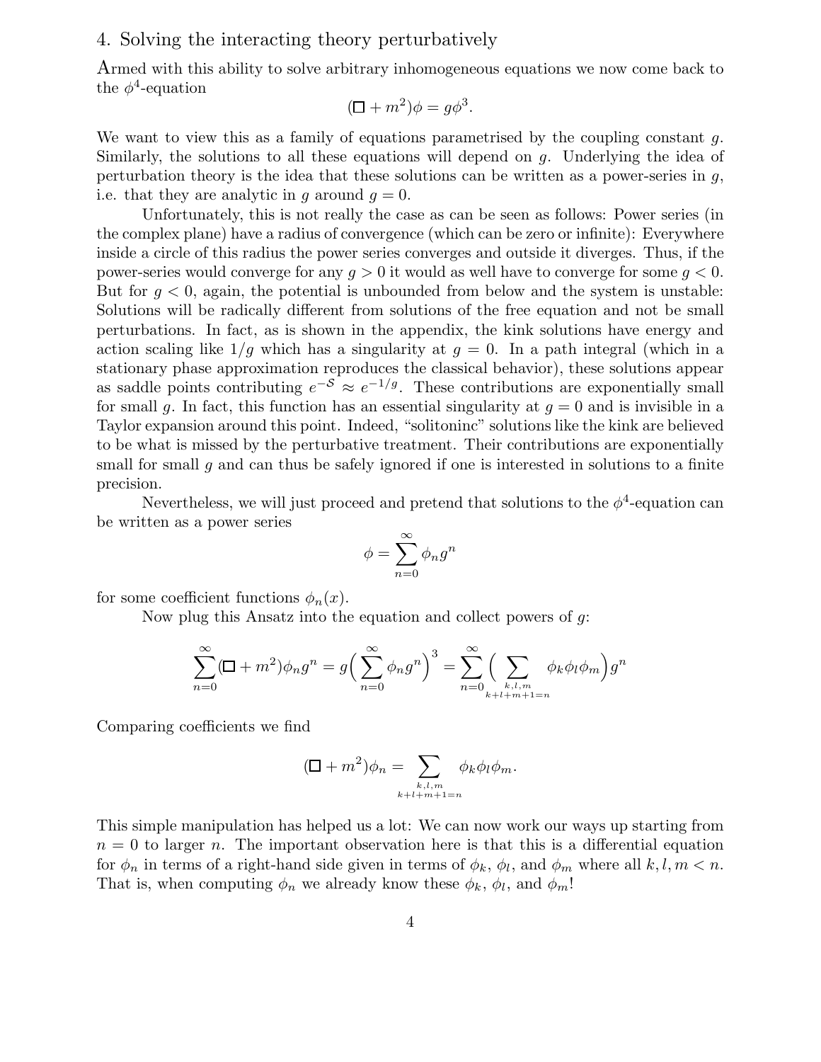## 4. Solving the interacting theory perturbatively

Armed with this ability to solve arbitrary inhomogeneous equations we now come back to the $\phi^4$-equation

$$(\Box + m^2)\phi = g\phi^3.$$

We want to view this as a family of equations parametrised by the coupling constant $g$. Similarly, the solutions to all these equations will depend on $g$. Underlying the idea of perturbation theory is the idea that these solutions can be written as a power-series in $g$, i.e. that they are analytic in $g$ around $g = 0$.

Unfortunately, this is not really the case as can be seen as follows: Power series (in the complex plane) have a radius of convergence (which can be zero or infinite): Everywhere inside a circle of this radius the power series converges and outside it diverges. Thus, if the power-series would converge for any $g > 0$ it would as well have to converge for some $g < 0$. But for $g < 0$, again, the potential is unbounded from below and the system is unstable: Solutions will be radically different from solutions of the free equation and not be small perturbations. In fact, as is shown in the appendix, the kink solutions have energy and action scaling like $1/g$ which has a singularity at $g = 0$. In a path integral (which in a stationary phase approximation reproduces the classical behavior), these solutions appear as saddle points contributing $e^{-\mathcal{S}} \approx e^{-1/g}$. These contributions are exponentially small for small $g$. In fact, this function has an essential singularity at $g = 0$ and is invisible in a Taylor expansion around this point. Indeed, "solitoninc" solutions like the kink are believed to be what is missed by the perturbative treatment. Their contributions are exponentially small for small $g$ and can thus be safely ignored if one is interested in solutions to a finite precision.

Nevertheless, we will just proceed and pretend that solutions to the $\phi^4$-equation can be written as a power series

$$\phi = \sum_{n=0}^{\infty} \phi_n g^n$$

for some coefficient functions $\phi_n(x)$.

Now plug this Ansatz into the equation and collect powers of $g$:

$$\sum_{n=0}^{\infty}(\Box + m^2)\phi_n g^n = g\Big(\sum_{n=0}^{\infty}\phi_n g^n\Big)^3 = \sum_{n=0}^{\infty}\Big(\sum_{\substack{k,l,m\\k+l+m+1=n}}\phi_k\phi_l\phi_m\Big)g^n$$

Comparing coefficients we find

$$(\Box + m^2)\phi_n = \sum_{\substack{k,l,m\\k+l+m+1=n}}\phi_k\phi_l\phi_m.$$

This simple manipulation has helped us a lot: We can now work our ways up starting from $n = 0$ to larger $n$. The important observation here is that this is a differential equation for $\phi_n$ in terms of a right-hand side given in terms of $\phi_k$, $\phi_l$, and $\phi_m$ where all $k, l, m < n$. That is, when computing $\phi_n$ we already know these $\phi_k$, $\phi_l$, and $\phi_m$!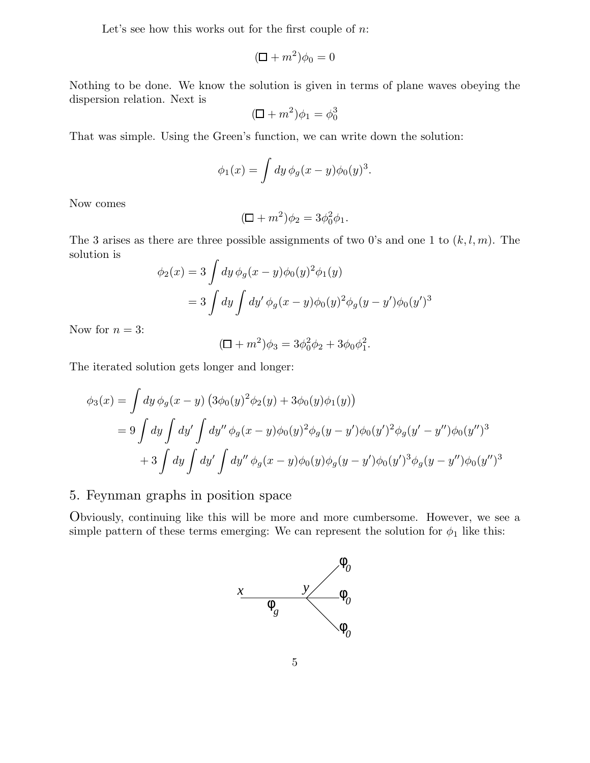Let's see how this works out for the first couple of $n$:

$$(\Box + m^2)\phi_0 = 0$$

Nothing to be done. We know the solution is given in terms of plane waves obeying the dispersion relation. Next is

$$(\Box + m^2)\phi_1 = \phi_0^3$$

That was simple. Using the Green's function, we can write down the solution:

$$\phi_1(x) = \int dy\, \phi_g(x-y)\phi_0(y)^3.$$

Now comes

$$(\Box + m^2)\phi_2 = 3\phi_0^2\phi_1.$$

The 3 arises as there are three possible assignments of two 0's and one 1 to $(k, l, m)$. The solution is

$$\begin{aligned}
\phi_2(x) &= 3\int dy\, \phi_g(x-y)\phi_0(y)^2\phi_1(y) \\
&= 3\int dy \int dy'\, \phi_g(x-y)\phi_0(y)^2\phi_g(y-y')\phi_0(y')^3
\end{aligned}$$

Now for $n = 3$:

$$(\Box + m^2)\phi_3 = 3\phi_0^2\phi_2 + 3\phi_0\phi_1^2.$$

The iterated solution gets longer and longer:

$$\begin{aligned}
\phi_3(x) &= \int dy\, \phi_g(x-y)\left(3\phi_0(y)^2\phi_2(y) + 3\phi_0(y)\phi_1(y)\right) \\
&= 9\int dy \int dy' \int dy''\, \phi_g(x-y)\phi_0(y)^2\phi_g(y-y')\phi_0(y')^2\phi_g(y'-y'')\phi_0(y'')^3 \\
&\quad + 3\int dy \int dy' \int dy''\, \phi_g(x-y)\phi_0(y)\phi_g(y-y')\phi_0(y')^3\phi_g(y-y'')\phi_0(y'')^3
\end{aligned}$$

## 5. Feynman graphs in position space

Obviously, continuing like this will be more and more cumbersome. However, we see a simple pattern of these terms emerging: We can represent the solution for $\phi_1$ like this:

x

y

φ_g

φ_0

φ_0

φ_0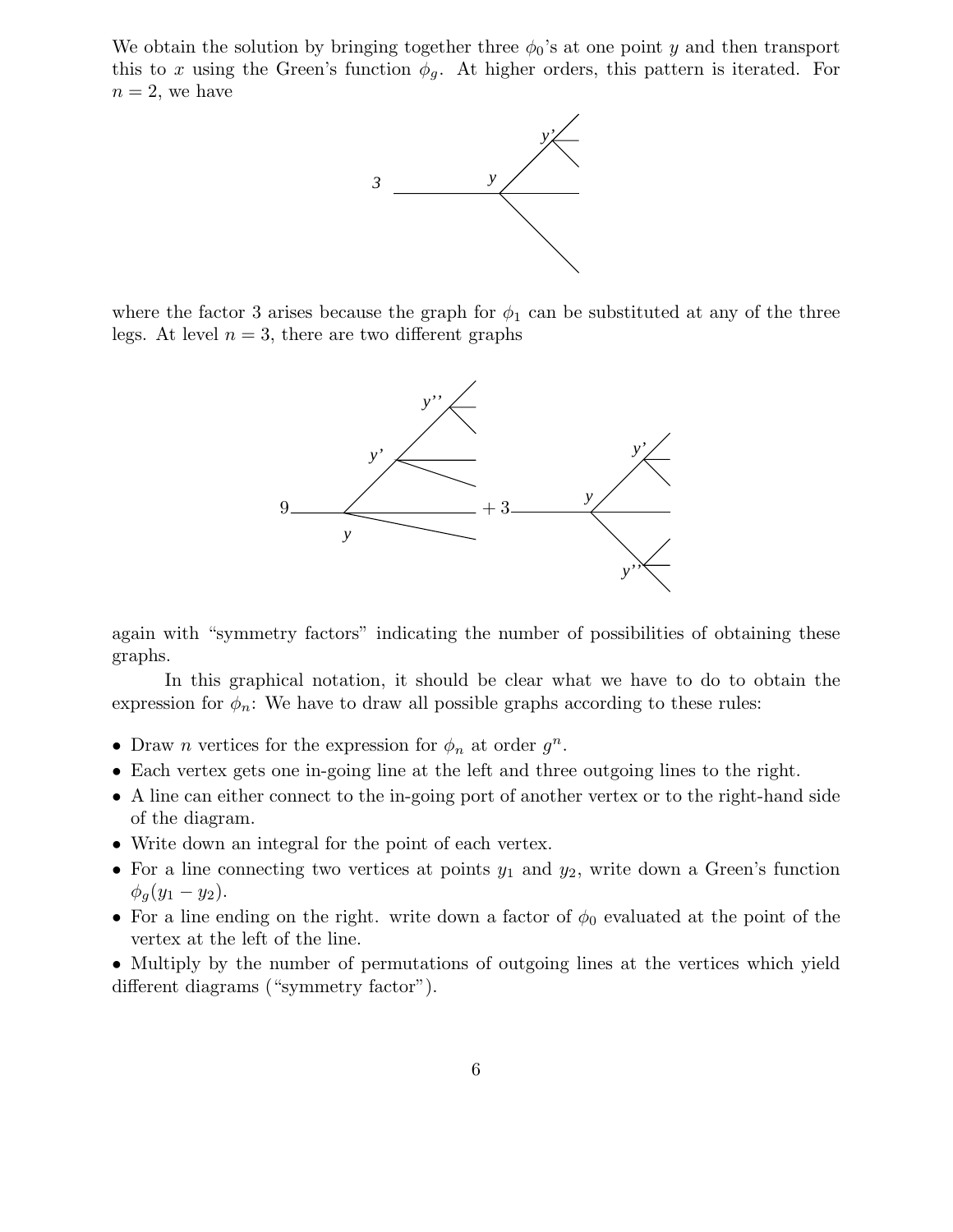We obtain the solution by bringing together three $\phi_0$'s at one point $y$ and then transport this to $x$ using the Green's function $\phi_g$. At higher orders, this pattern is iterated. For $n = 2$, we have

3

y

y'

where the factor 3 arises because the graph for $\phi_1$ can be substituted at any of the three legs. At level $n = 3$, there are two different graphs

9

y

y'

y''

+ 3

y

y'

y''

again with "symmetry factors" indicating the number of possibilities of obtaining these graphs.

In this graphical notation, it should be clear what we have to do to obtain the expression for $\phi_n$: We have to draw all possible graphs according to these rules:

- Draw $n$ vertices for the expression for $\phi_n$ at order $g^n$.
- Each vertex gets one in-going line at the left and three outgoing lines to the right.
- A line can either connect to the in-going port of another vertex or to the right-hand side of the diagram.
- Write down an integral for the point of each vertex.
- For a line connecting two vertices at points $y_1$ and $y_2$, write down a Green's function $\phi_g(y_1 - y_2)$.
- For a line ending on the right. write down a factor of $\phi_0$ evaluated at the point of the vertex at the left of the line.
- Multiply by the number of permutations of outgoing lines at the vertices which yield different diagrams ("symmetry factor").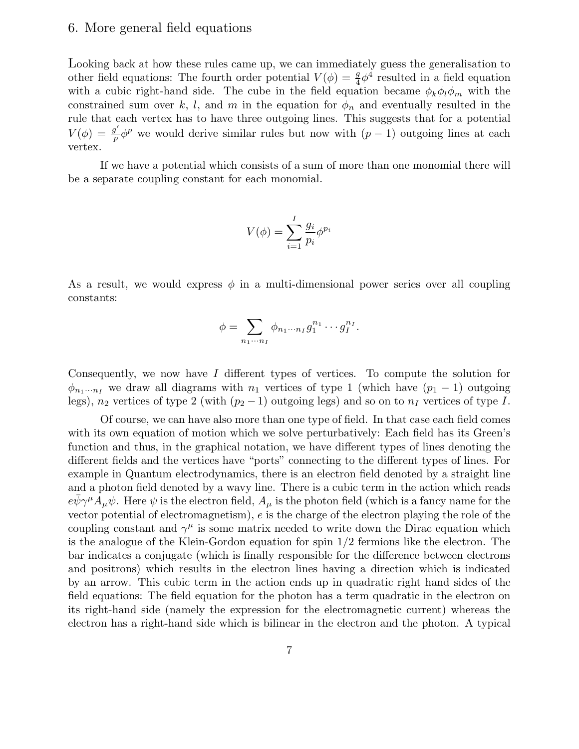# 6. More general field equations

Looking back at how these rules came up, we can immediately guess the generalisation to other field equations: The fourth order potential $V(\phi) = \frac{g}{4}\phi^4$ resulted in a field equation with a cubic right-hand side. The cube in the field equation became $\phi_k\phi_l\phi_m$ with the constrained sum over $k$, $l$, and $m$ in the equation for $\phi_n$ and eventually resulted in the rule that each vertex has to have three outgoing lines. This suggests that for a potential $V(\phi) = \frac{g'}{p}\phi^p$ we would derive similar rules but now with $(p-1)$ outgoing lines at each vertex.

If we have a potential which consists of a sum of more than one monomial there will be a separate coupling constant for each monomial.

$$V(\phi) = \sum_{i=1}^{I} \frac{g_i}{p_i}\phi^{p_i}$$

As a result, we would express $\phi$ in a multi-dimensional power series over all coupling constants:

$$\phi = \sum_{n_1\cdots n_I} \phi_{n_1\cdots n_I} g_1^{n_1}\cdots g_I^{n_I}.$$

Consequently, we now have $I$ different types of vertices. To compute the solution for $\phi_{n_1\cdots n_I}$ we draw all diagrams with $n_1$ vertices of type 1 (which have $(p_1-1)$ outgoing legs), $n_2$ vertices of type 2 (with $(p_2-1)$ outgoing legs) and so on to $n_I$ vertices of type $I$.

Of course, we can have also more than one type of field. In that case each field comes with its own equation of motion which we solve perturbatively: Each field has its Green's function and thus, in the graphical notation, we have different types of lines denoting the different fields and the vertices have "ports" connecting to the different types of lines. For example in Quantum electrodynamics, there is an electron field denoted by a straight line and a photon field denoted by a wavy line. There is a cubic term in the action which reads $e\bar{\psi}\gamma^\mu A_\mu\psi$. Here $\psi$ is the electron field, $A_\mu$ is the photon field (which is a fancy name for the vector potential of electromagnetism), $e$ is the charge of the electron playing the role of the coupling constant and $\gamma^\mu$ is some matrix needed to write down the Dirac equation which is the analogue of the Klein-Gordon equation for spin 1/2 fermions like the electron. The bar indicates a conjugate (which is finally responsible for the difference between electrons and positrons) which results in the electron lines having a direction which is indicated by an arrow. This cubic term in the action ends up in quadratic right hand sides of the field equations: The field equation for the photon has a term quadratic in the electron on its right-hand side (namely the expression for the electromagnetic current) whereas the electron has a right-hand side which is bilinear in the electron and the photon. A typical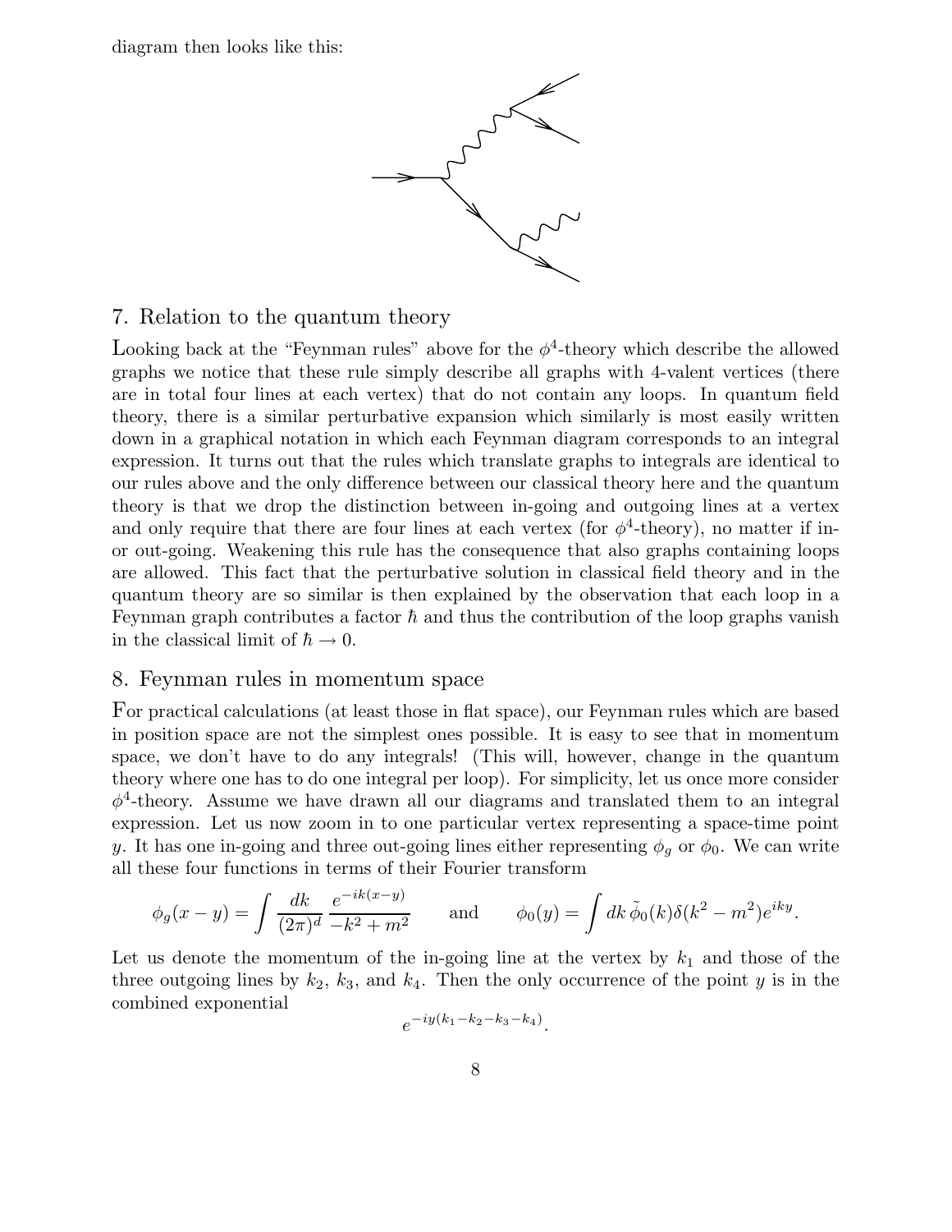diagram then looks like this:

## 7. Relation to the quantum theory

Looking back at the "Feynman rules" above for the $\phi^4$-theory which describe the allowed graphs we notice that these rule simply describe all graphs with 4-valent vertices (there are in total four lines at each vertex) that do not contain any loops. In quantum field theory, there is a similar perturbative expansion which similarly is most easily written down in a graphical notation in which each Feynman diagram corresponds to an integral expression. It turns out that the rules which translate graphs to integrals are identical to our rules above and the only difference between our classical theory here and the quantum theory is that we drop the distinction between in-going and outgoing lines at a vertex and only require that there are four lines at each vertex (for $\phi^4$-theory), no matter if in- or out-going. Weakening this rule has the consequence that also graphs containing loops are allowed. This fact that the perturbative solution in classical field theory and in the quantum theory are so similar is then explained by the observation that each loop in a Feynman graph contributes a factor $\hbar$ and thus the contribution of the loop graphs vanish in the classical limit of $\hbar \to 0$.

## 8. Feynman rules in momentum space

For practical calculations (at least those in flat space), our Feynman rules which are based in position space are not the simplest ones possible. It is easy to see that in momentum space, we don't have to do any integrals! (This will, however, change in the quantum theory where one has to do one integral per loop). For simplicity, let us once more consider $\phi^4$-theory. Assume we have drawn all our diagrams and translated them to an integral expression. Let us now zoom in to one particular vertex representing a space-time point $y$. It has one in-going and three out-going lines either representing $\phi_g$ or $\phi_0$. We can write all these four functions in terms of their Fourier transform

$$\phi_g(x-y) = \int \frac{dk}{(2\pi)^d} \frac{e^{-ik(x-y)}}{-k^2+m^2} \qquad \text{and} \qquad \phi_0(y) = \int dk\, \tilde{\phi}_0(k)\delta(k^2-m^2)e^{iky}.$$

Let us denote the momentum of the in-going line at the vertex by $k_1$ and those of the three outgoing lines by $k_2$, $k_3$, and $k_4$. Then the only occurrence of the point $y$ is in the combined exponential

$$e^{-iy(k_1-k_2-k_3-k_4)}.$$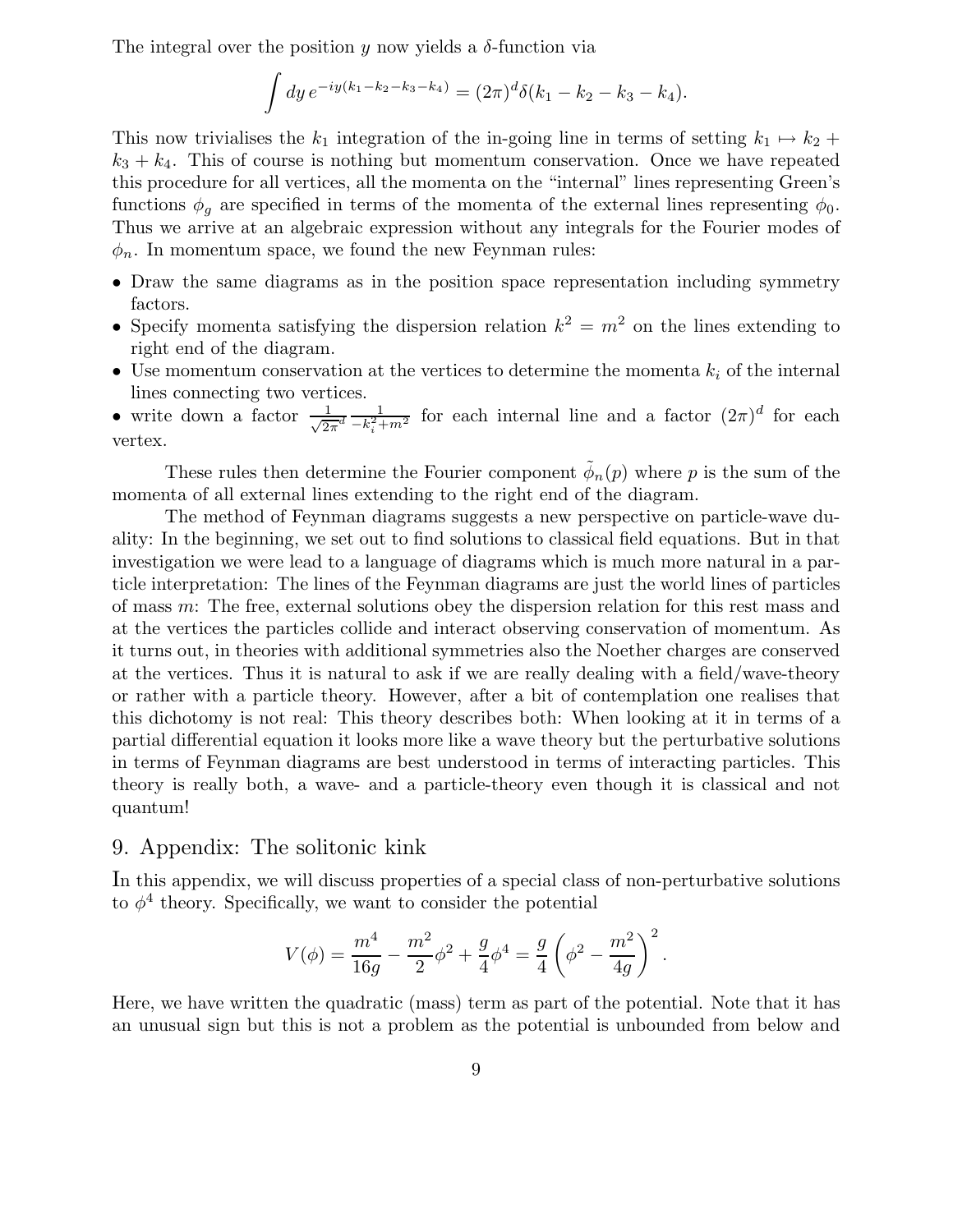The integral over the position $y$ now yields a $\delta$-function via

$$\int dy\, e^{-iy(k_1-k_2-k_3-k_4)} = (2\pi)^d \delta(k_1-k_2-k_3-k_4).$$

This now trivialises the $k_1$ integration of the in-going line in terms of setting $k_1 \mapsto k_2 + k_3 + k_4$. This of course is nothing but momentum conservation. Once we have repeated this procedure for all vertices, all the momenta on the "internal" lines representing Green's functions $\phi_g$ are specified in terms of the momenta of the external lines representing $\phi_0$. Thus we arrive at an algebraic expression without any integrals for the Fourier modes of $\phi_n$. In momentum space, we found the new Feynman rules:

- Draw the same diagrams as in the position space representation including symmetry factors.
- Specify momenta satisfying the dispersion relation $k^2 = m^2$ on the lines extending to right end of the diagram.
- Use momentum conservation at the vertices to determine the momenta $k_i$ of the internal lines connecting two vertices.
- write down a factor $\frac{1}{\sqrt{2\pi}^d}\frac{1}{-k_i^2+m^2}$ for each internal line and a factor $(2\pi)^d$ for each vertex.

These rules then determine the Fourier component $\tilde{\phi}_n(p)$ where $p$ is the sum of the momenta of all external lines extending to the right end of the diagram.

The method of Feynman diagrams suggests a new perspective on particle-wave duality: In the beginning, we set out to find solutions to classical field equations. But in that investigation we were lead to a language of diagrams which is much more natural in a particle interpretation: The lines of the Feynman diagrams are just the world lines of particles of mass $m$: The free, external solutions obey the dispersion relation for this rest mass and at the vertices the particles collide and interact observing conservation of momentum. As it turns out, in theories with additional symmetries also the Noether charges are conserved at the vertices. Thus it is natural to ask if we are really dealing with a field/wave-theory or rather with a particle theory. However, after a bit of contemplation one realises that this dichotomy is not real: This theory describes both: When looking at it in terms of a partial differential equation it looks more like a wave theory but the perturbative solutions in terms of Feynman diagrams are best understood in terms of interacting particles. This theory is really both, a wave- and a particle-theory even though it is classical and not quantum!

## 9. Appendix: The solitonic kink

In this appendix, we will discuss properties of a special class of non-perturbative solutions to $\phi^4$ theory. Specifically, we want to consider the potential

$$V(\phi) = \frac{m^4}{16g} - \frac{m^2}{2}\phi^2 + \frac{g}{4}\phi^4 = \frac{g}{4}\left(\phi^2 - \frac{m^2}{4g}\right)^2.$$

Here, we have written the quadratic (mass) term as part of the potential. Note that it has an unusual sign but this is not a problem as the potential is unbounded from below and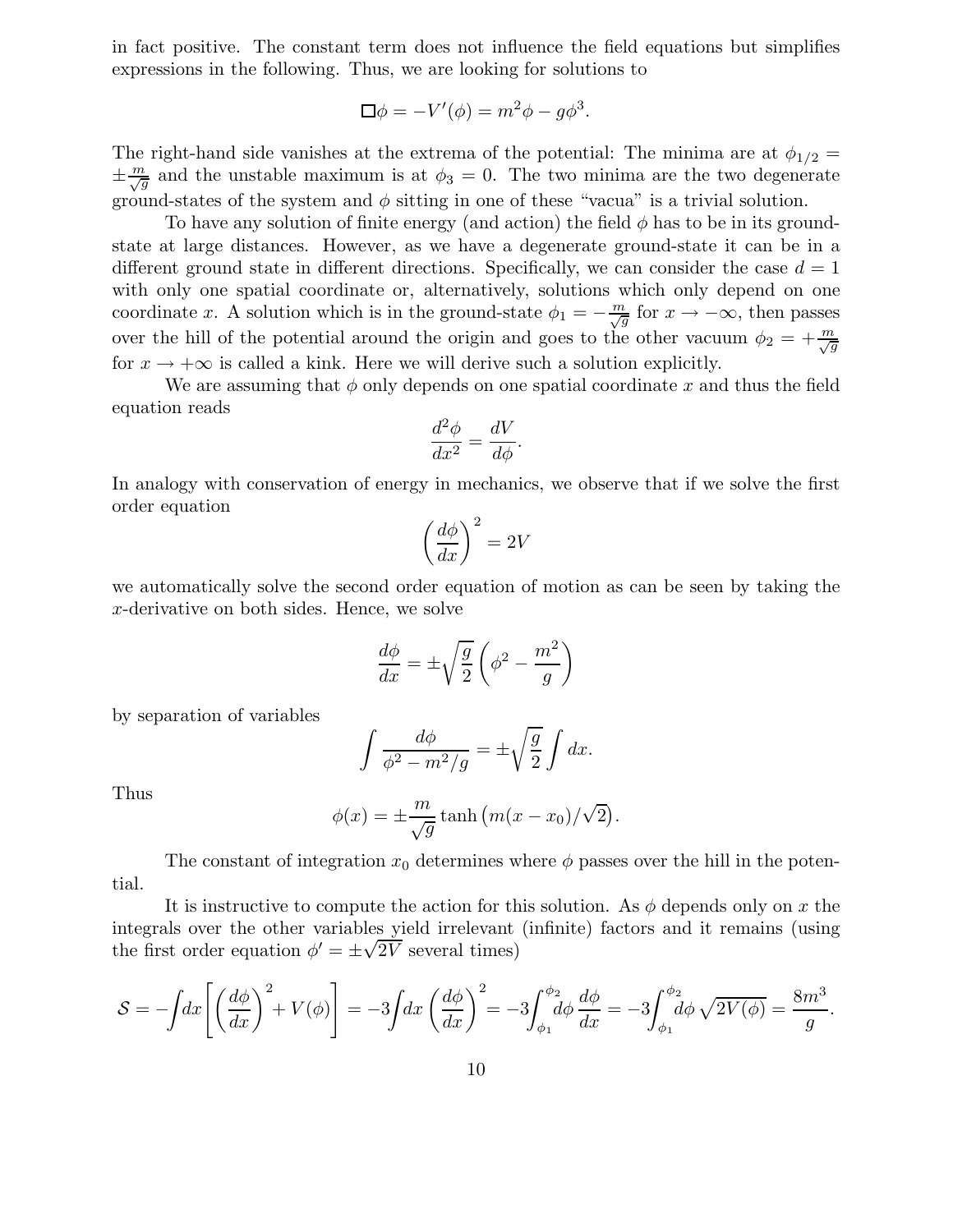in fact positive. The constant term does not influence the field equations but simplifies expressions in the following. Thus, we are looking for solutions to

$$\Box\phi = -V'(\phi) = m^2\phi - g\phi^3.$$

The right-hand side vanishes at the extrema of the potential: The minima are at $\phi_{1/2} = \pm\frac{m}{\sqrt{g}}$ and the unstable maximum is at $\phi_3 = 0$. The two minima are the two degenerate ground-states of the system and $\phi$ sitting in one of these "vacua" is a trivial solution.

To have any solution of finite energy (and action) the field $\phi$ has to be in its ground-state at large distances. However, as we have a degenerate ground-state it can be in a different ground state in different directions. Specifically, we can consider the case $d = 1$ with only one spatial coordinate or, alternatively, solutions which only depend on one coordinate $x$. A solution which is in the ground-state $\phi_1 = -\frac{m}{\sqrt{g}}$ for $x \to -\infty$, then passes over the hill of the potential around the origin and goes to the other vacuum $\phi_2 = +\frac{m}{\sqrt{g}}$ for $x \to +\infty$ is called a kink. Here we will derive such a solution explicitly.

We are assuming that $\phi$ only depends on one spatial coordinate $x$ and thus the field equation reads

$$\frac{d^2\phi}{dx^2} = \frac{dV}{d\phi}.$$

In analogy with conservation of energy in mechanics, we observe that if we solve the first order equation

$$\left(\frac{d\phi}{dx}\right)^2 = 2V$$

we automatically solve the second order equation of motion as can be seen by taking the $x$-derivative on both sides. Hence, we solve

$$\frac{d\phi}{dx} = \pm\sqrt{\frac{g}{2}}\left(\phi^2 - \frac{m^2}{g}\right)$$

by separation of variables

$$\int \frac{d\phi}{\phi^2 - m^2/g} = \pm\sqrt{\frac{g}{2}}\int dx.$$

Thus

$$\phi(x) = \pm\frac{m}{\sqrt{g}}\tanh\left(m(x - x_0)/\sqrt{2}\right).$$

The constant of integration $x_0$ determines where $\phi$ passes over the hill in the potential.

It is instructive to compute the action for this solution. As $\phi$ depends only on $x$ the integrals over the other variables yield irrelevant (infinite) factors and it remains (using the first order equation $\phi' = \pm\sqrt{2V}$ several times)

$$\mathcal{S} = -\int dx\left[\left(\frac{d\phi}{dx}\right)^2 + V(\phi)\right] = -3\int dx\left(\frac{d\phi}{dx}\right)^2 = -3\int_{\phi_1}^{\phi_2} d\phi\,\frac{d\phi}{dx} = -3\int_{\phi_1}^{\phi_2} d\phi\,\sqrt{2V(\phi)} = \frac{8m^3}{g}.$$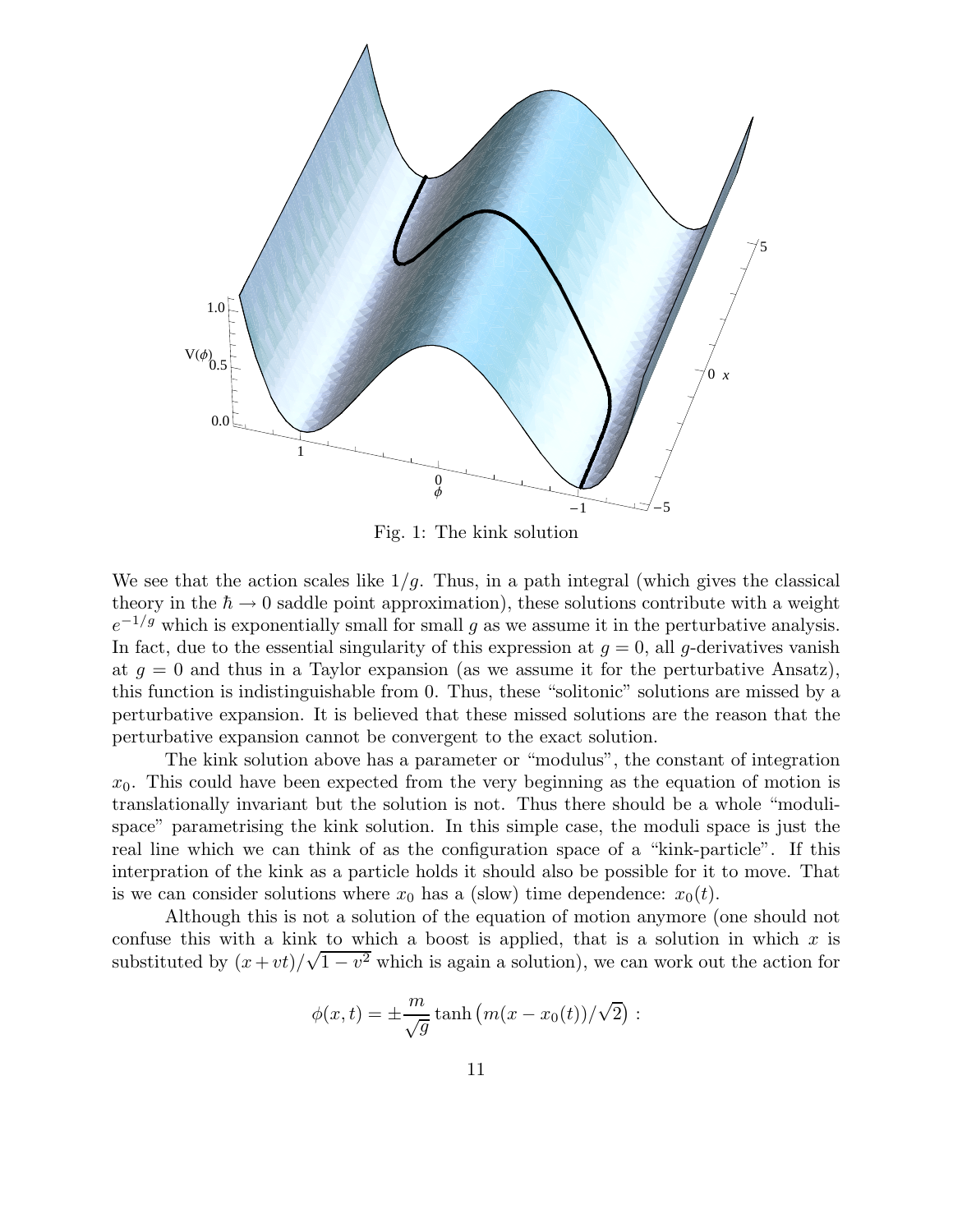1.0

V(ϕ) 0.5

0.0

1

0

ϕ

−1

5

0 x

−5

Fig. 1: The kink solution

We see that the action scales like $1/g$. Thus, in a path integral (which gives the classical theory in the $\hbar \to 0$ saddle point approximation), these solutions contribute with a weight $e^{-1/g}$ which is exponentially small for small $g$ as we assume it in the perturbative analysis. In fact, due to the essential singularity of this expression at $g = 0$, all $g$-derivatives vanish at $g = 0$ and thus in a Taylor expansion (as we assume it for the perturbative Ansatz), this function is indistinguishable from 0. Thus, these "solitonic" solutions are missed by a perturbative expansion. It is believed that these missed solutions are the reason that the perturbative expansion cannot be convergent to the exact solution.

The kink solution above has a parameter or "modulus", the constant of integration $x_0$. This could have been expected from the very beginning as the equation of motion is translationally invariant but the solution is not. Thus there should be a whole "moduli-space" parametrising the kink solution. In this simple case, the moduli space is just the real line which we can think of as the configuration space of a "kink-particle". If this interpration of the kink as a particle holds it should also be possible for it to move. That is we can consider solutions where $x_0$ has a (slow) time dependence: $x_0(t)$.

Although this is not a solution of the equation of motion anymore (one should not confuse this with a kink to which a boost is applied, that is a solution in which $x$ is substituted by $(x + vt)/\sqrt{1 - v^2}$ which is again a solution), we can work out the action for

$$\phi(x, t) = \pm \frac{m}{\sqrt{g}} \tanh\left(m(x - x_0(t))/\sqrt{2}\right) :$$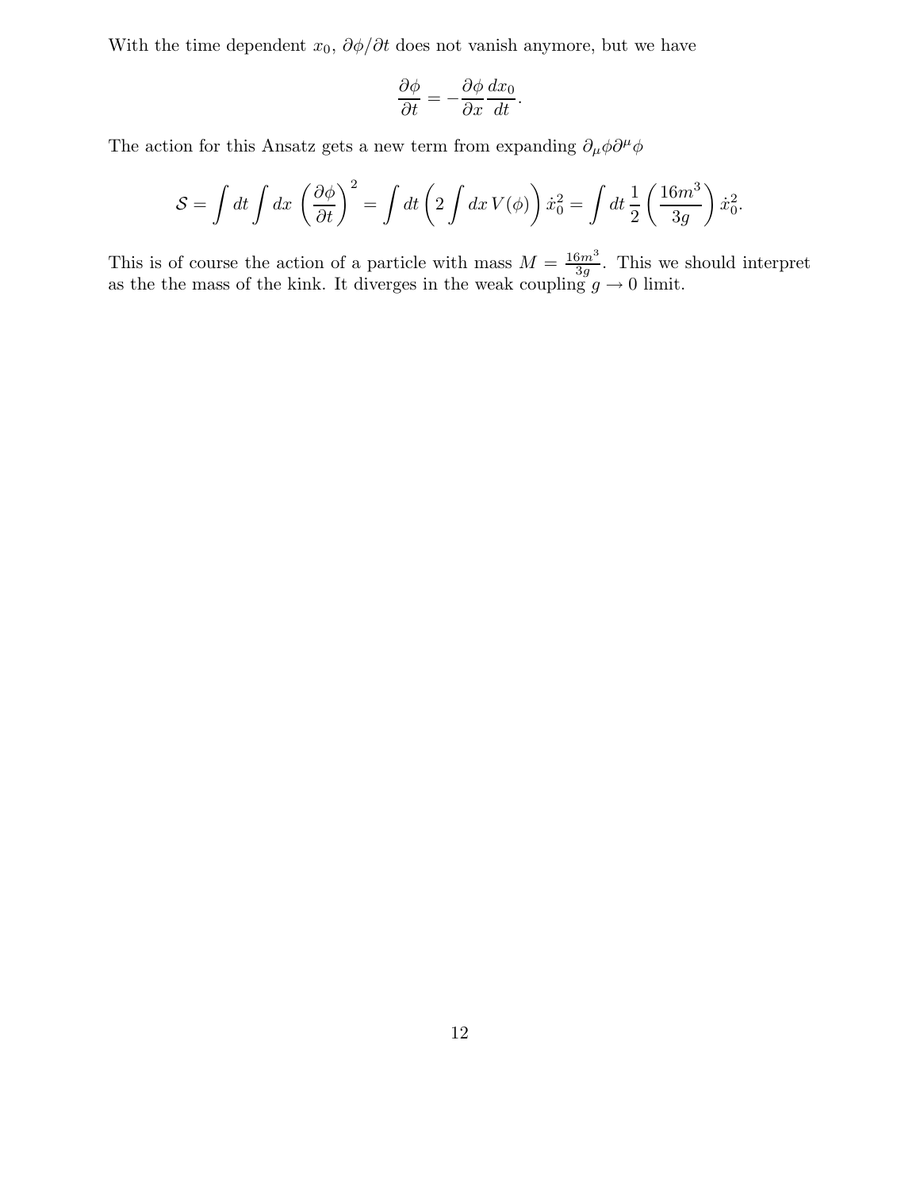With the time dependent $x_0$, $\partial\phi/\partial t$ does not vanish anymore, but we have

$$\frac{\partial \phi}{\partial t} = -\frac{\partial \phi}{\partial x}\frac{dx_0}{dt}.$$

The action for this Ansatz gets a new term from expanding $\partial_\mu\phi\partial^\mu\phi$

$$\mathcal{S} = \int dt \int dx \, \left(\frac{\partial \phi}{\partial t}\right)^2 = \int dt \left(2\int dx \, V(\phi)\right) \dot{x}_0^2 = \int dt \, \frac{1}{2}\left(\frac{16m^3}{3g}\right) \dot{x}_0^2.$$

This is of course the action of a particle with mass $M = \frac{16m^3}{3g}$. This we should interpret as the the mass of the kink. It diverges in the weak coupling $g \to 0$ limit.